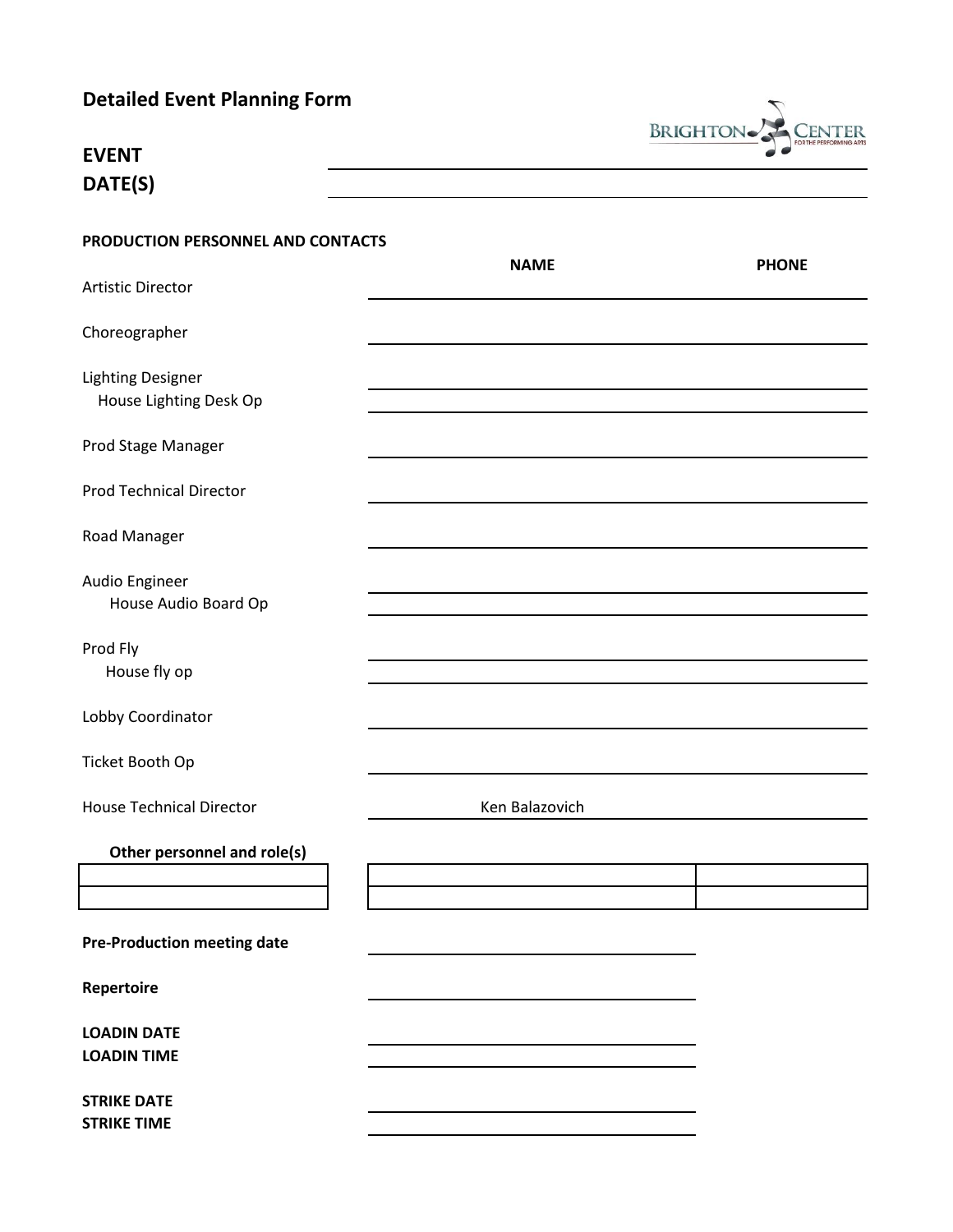# Detailed Event Planning Form

**EVENT** ______________________

**DATE(S)** ______________________

## PRODUCTION PERSONNEL AND CONTACTS

| | NAME | PHONE |
|---|---|---|
| Artistic Director | | |
| Choreographer | | |
| Lighting Designer | | |
| House Lighting Desk Op | | |
| Prod Stage Manager | | |
| Prod Technical Director | | |
| Road Manager | | |
| Audio Engineer | | |
| House Audio Board Op | | |
| Prod Fly | | |
| House fly op | | |
| Lobby Coordinator | | |
| Ticket Booth Op | | |
| House Technical Director | Ken Balazovich | |

**Other personnel and role(s)**

| Role | Name | Phone |
|---|---|---|
| | | |
| | | |

**Pre-Production meeting date** ______________________

**Repertoire** ______________________

**LOADIN DATE** ______________________

**LOADIN TIME** ______________________

**STRIKE DATE** ______________________

**STRIKE TIME** ______________________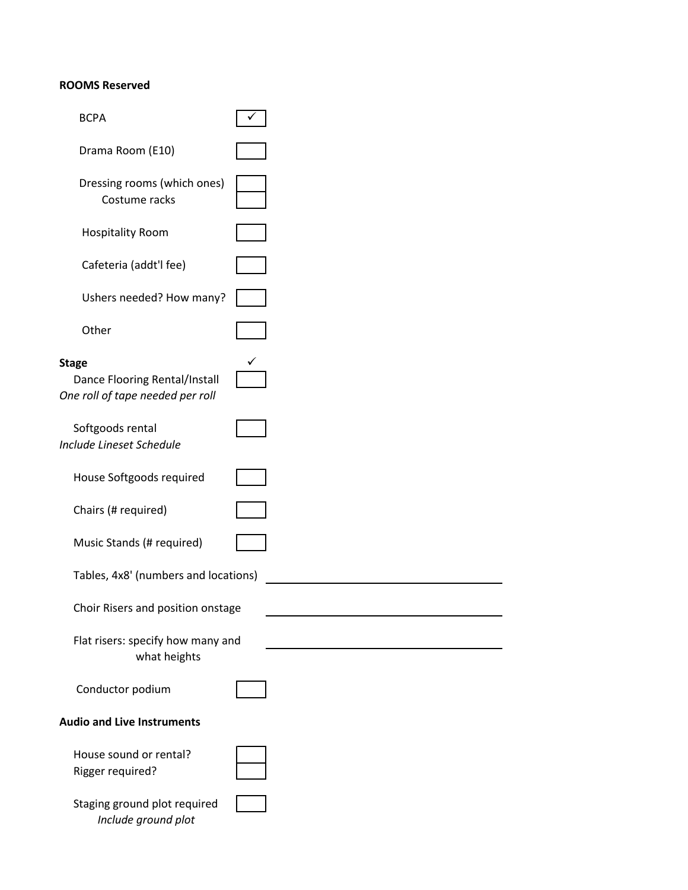**ROOMS Reserved**

- BCPA ☑ ✓
- Drama Room (E10) ☐
- Dressing rooms (which ones) ☐
  - Costume racks ☐
- Hospitality Room ☐
- Cafeteria (addt'l fee) ☐
- Ushers needed? How many? ☐
- Other ☐

**Stage** ✓

- Dance Flooring Rental/Install ☐

*One roll of tape needed per roll*

- Softgoods rental ☐

*Include Lineset Schedule*

- House Softgoods required ☐
- Chairs (# required) ☐
- Music Stands (# required) ☐
- Tables, 4x8' (numbers and locations) ____________________
- Choir Risers and position onstage ____________________
- Flat risers: specify how many and what heights ____________________
- Conductor podium ☐

**Audio and Live Instruments**

- House sound or rental? ☐
- Rigger required? ☐
- Staging ground plot required ☐

  *Include ground plot*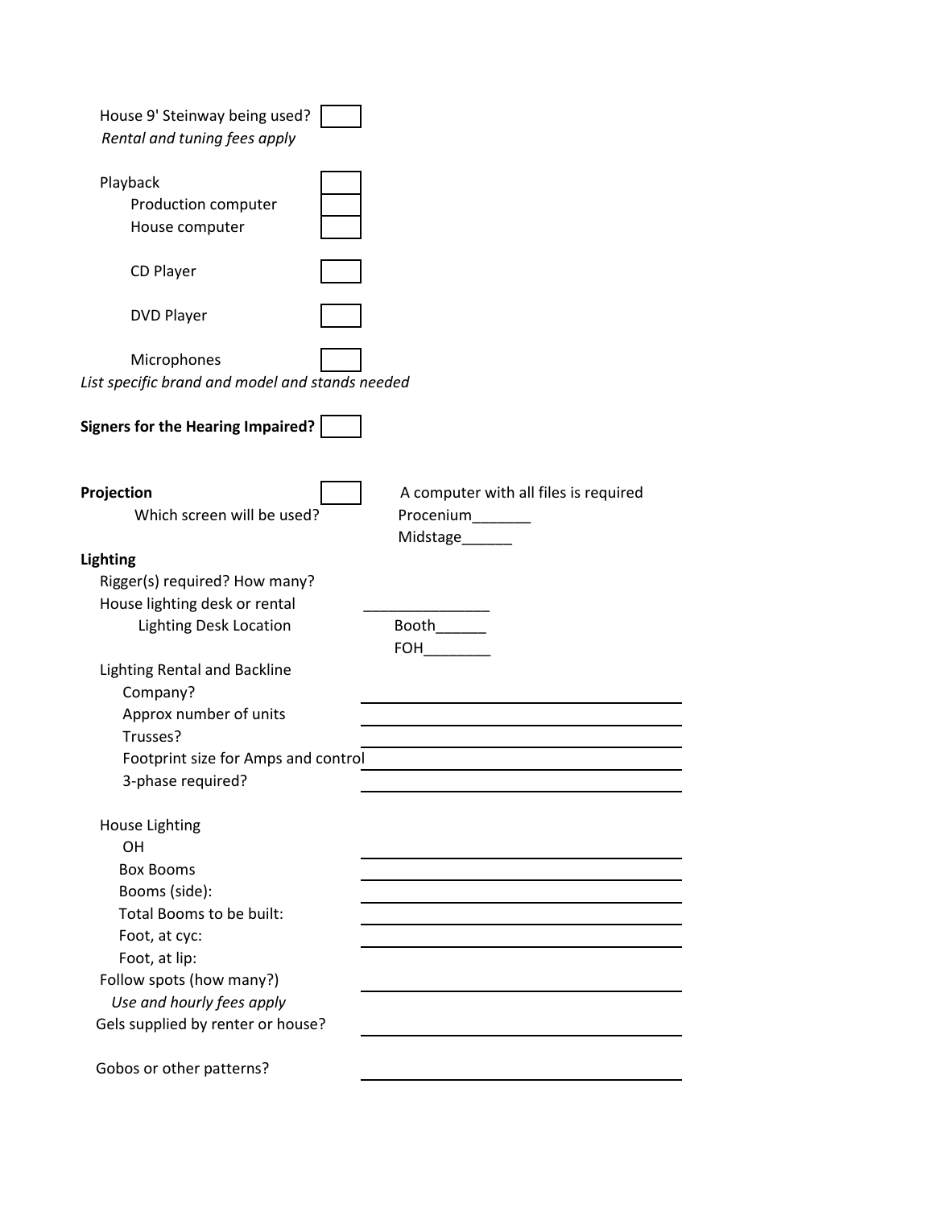House 9' Steinway being used? ☐

*Rental and tuning fees apply*

Playback ☐

Production computer ☐

House computer ☐

CD Player ☐

DVD Player ☐

Microphones ☐

*List specific brand and model and stands needed*

**Signers for the Hearing Impaired?** ☐

**Projection** ☐ A computer with all files is required

Which screen will be used? Procenium_______ Midstage______

**Lighting**

Rigger(s) required? How many?

House lighting desk or rental _______________

Lighting Desk Location Booth______ FOH________

Lighting Rental and Backline

Company? ________________________________

Approx number of units ________________________________

Trusses? ________________________________

Footprint size for Amps and control ________________________________

3-phase required? ________________________________

House Lighting

OH ________________________________

Box Booms ________________________________

Booms (side): ________________________________

Total Booms to be built: ________________________________

Foot, at cyc: ________________________________

Foot, at lip:

Follow spots (how many?) ________________________________

*Use and hourly fees apply*

Gels supplied by renter or house? ________________________________

Gobos or other patterns? ________________________________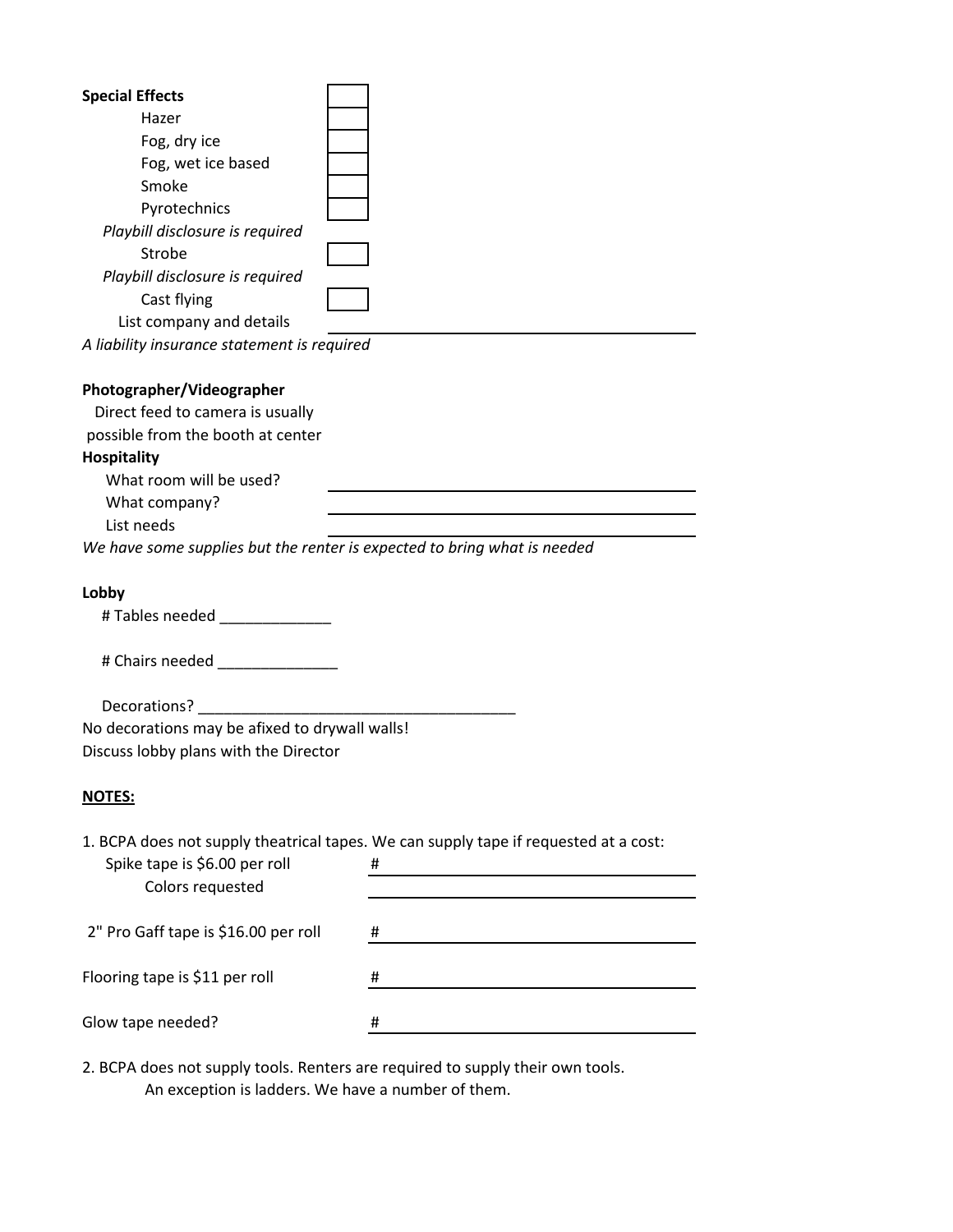**Special Effects**

- Hazer ☐
- Fog, dry ice ☐
- Fog, wet ice based ☐
- Smoke ☐
- Pyrotechnics ☐

*Playbill disclosure is required*

- Strobe ☐

*Playbill disclosure is required*

- Cast flying ☐

List company and details ______________________________

*A liability insurance statement is required*

**Photographer/Videographer**

Direct feed to camera is usually possible from the booth at center

**Hospitality**

What room will be used? ______________________________

What company? ______________________________

List needs ______________________________

*We have some supplies but the renter is expected to bring what is needed*

**Lobby**

# Tables needed _____________

# Chairs needed ______________

Decorations? ______________________________________

No decorations may be afixed to drywall walls!

Discuss lobby plans with the Director

**<u>NOTES:</u>**

1. BCPA does not supply theatrical tapes. We can supply tape if requested at a cost:

Spike tape is $6.00 per roll # ______________________________

Colors requested ______________________________

2" Pro Gaff tape is $16.00 per roll # ______________________________

Flooring tape is $11 per roll # ______________________________

Glow tape needed? # ______________________________

2. BCPA does not supply tools. Renters are required to supply their own tools.
An exception is ladders. We have a number of them.